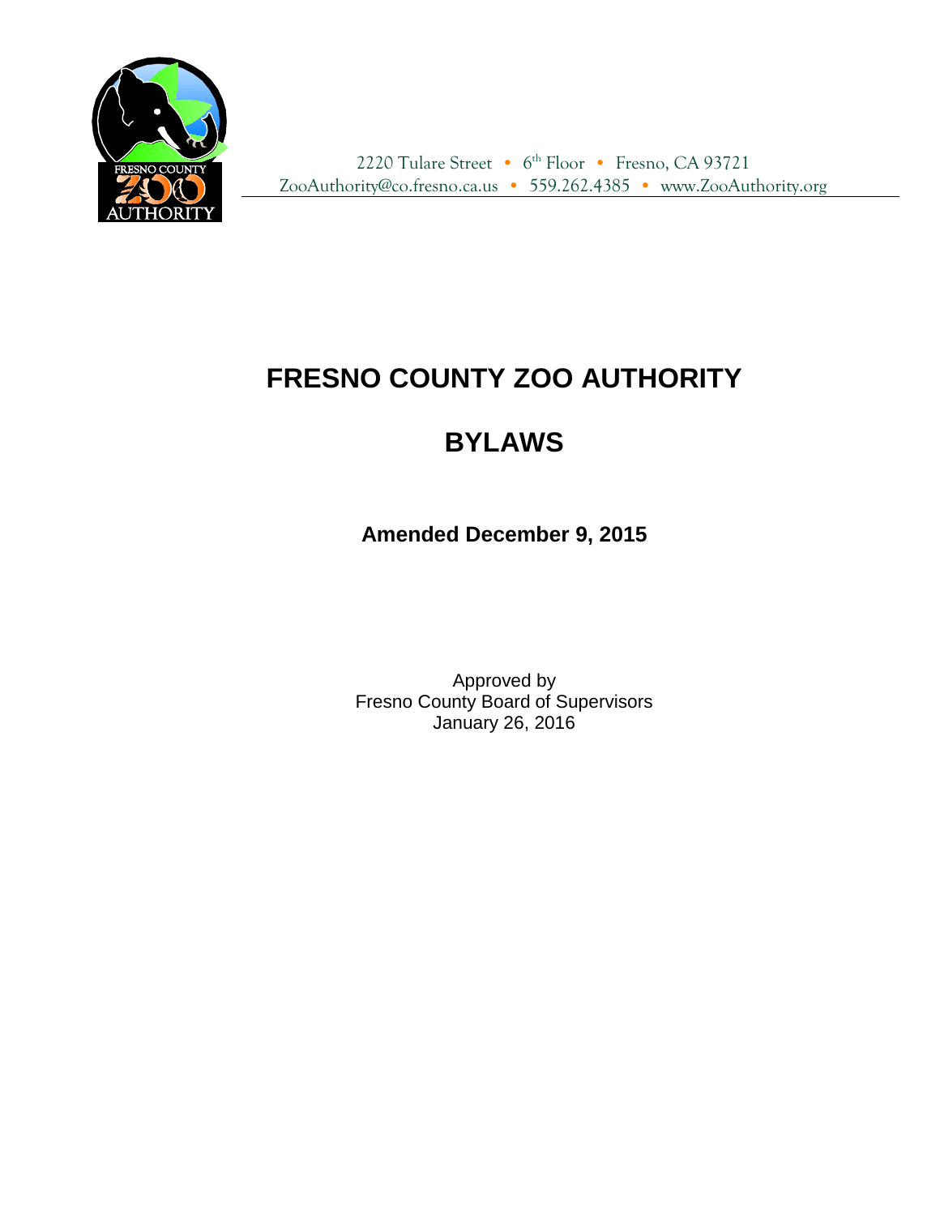FRESNO COUNTY ZOO AUTHORITY

2220 Tulare Street • 6th Floor • Fresno, CA 93721
ZooAuthority@co.fresno.ca.us • 559.262.4385 • www.ZooAuthority.org

# FRESNO COUNTY ZOO AUTHORITY

# BYLAWS

**Amended December 9, 2015**

Approved by
Fresno County Board of Supervisors
January 26, 2016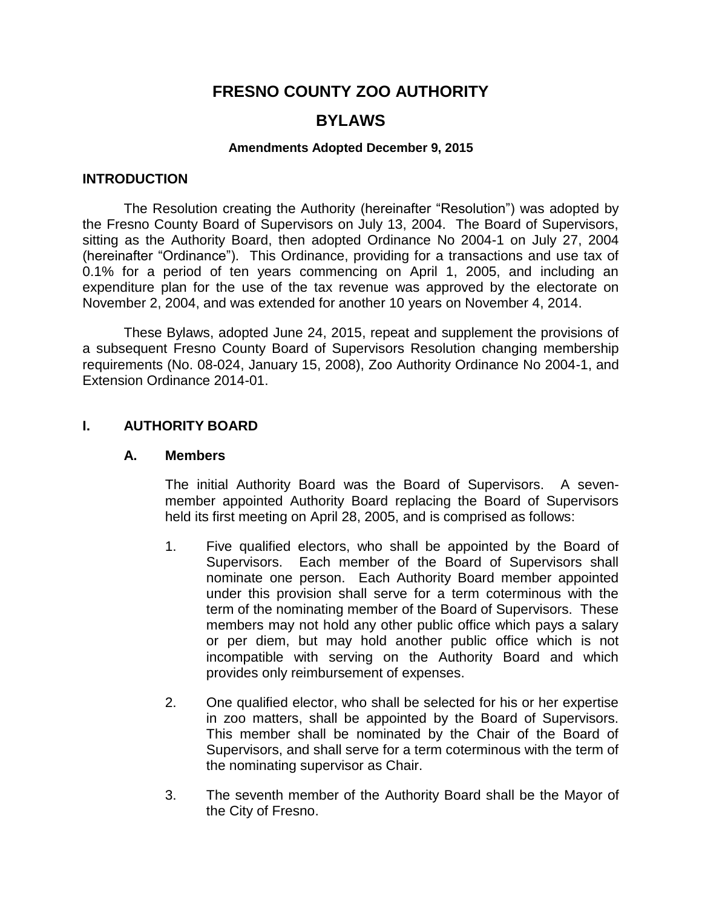# FRESNO COUNTY ZOO AUTHORITY

# BYLAWS

**Amendments Adopted December 9, 2015**

## INTRODUCTION

The Resolution creating the Authority (hereinafter "Resolution") was adopted by the Fresno County Board of Supervisors on July 13, 2004. The Board of Supervisors, sitting as the Authority Board, then adopted Ordinance No 2004-1 on July 27, 2004 (hereinafter "Ordinance"). This Ordinance, providing for a transactions and use tax of 0.1% for a period of ten years commencing on April 1, 2005, and including an expenditure plan for the use of the tax revenue was approved by the electorate on November 2, 2004, and was extended for another 10 years on November 4, 2014.

These Bylaws, adopted June 24, 2015, repeat and supplement the provisions of a subsequent Fresno County Board of Supervisors Resolution changing membership requirements (No. 08-024, January 15, 2008), Zoo Authority Ordinance No 2004-1, and Extension Ordinance 2014-01.

## I. AUTHORITY BOARD

### A. Members

The initial Authority Board was the Board of Supervisors. A seven-member appointed Authority Board replacing the Board of Supervisors held its first meeting on April 28, 2005, and is comprised as follows:

1. Five qualified electors, who shall be appointed by the Board of Supervisors. Each member of the Board of Supervisors shall nominate one person. Each Authority Board member appointed under this provision shall serve for a term coterminous with the term of the nominating member of the Board of Supervisors. These members may not hold any other public office which pays a salary or per diem, but may hold another public office which is not incompatible with serving on the Authority Board and which provides only reimbursement of expenses.

2. One qualified elector, who shall be selected for his or her expertise in zoo matters, shall be appointed by the Board of Supervisors. This member shall be nominated by the Chair of the Board of Supervisors, and shall serve for a term coterminous with the term of the nominating supervisor as Chair.

3. The seventh member of the Authority Board shall be the Mayor of the City of Fresno.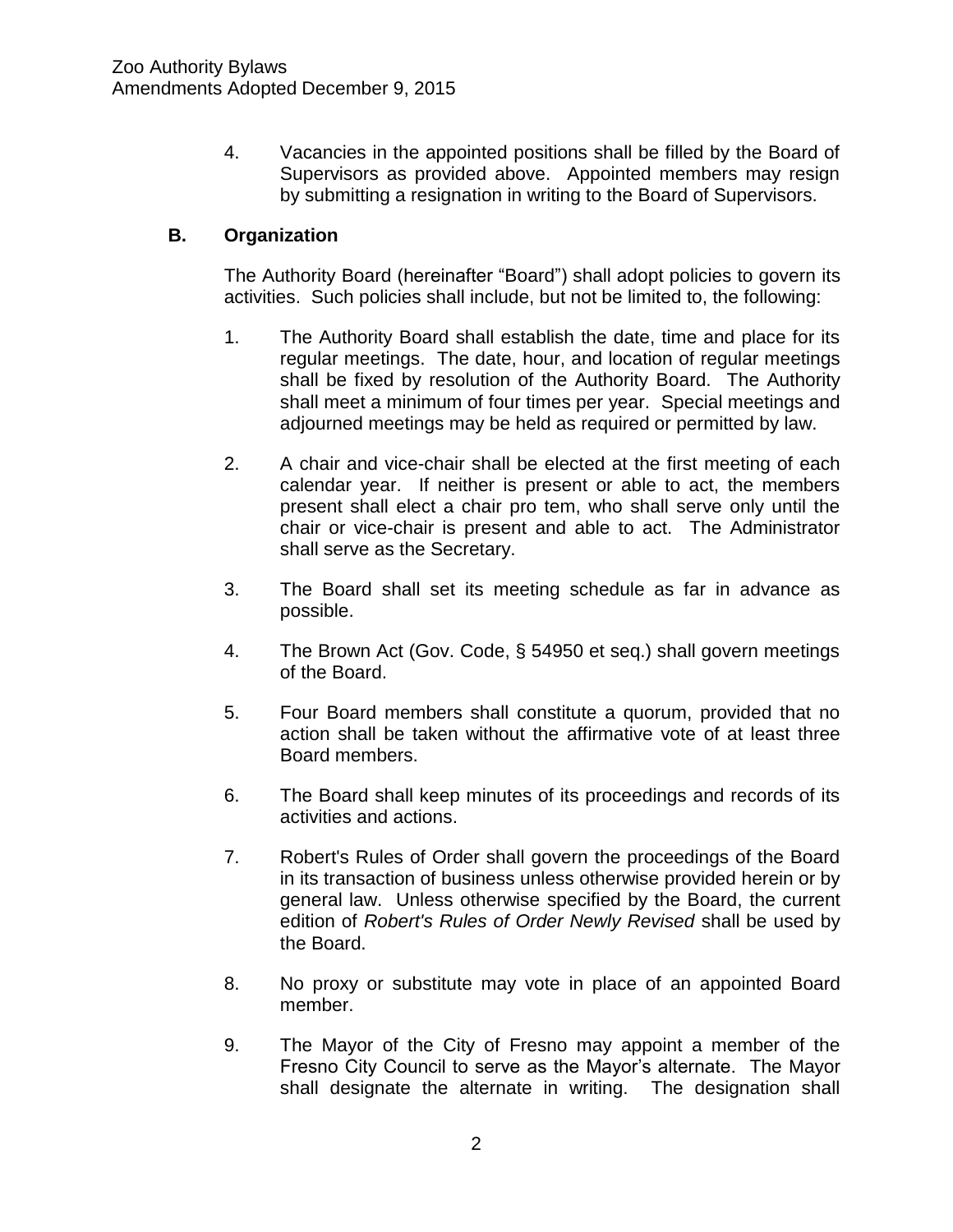4. Vacancies in the appointed positions shall be filled by the Board of Supervisors as provided above. Appointed members may resign by submitting a resignation in writing to the Board of Supervisors.

### B. Organization

The Authority Board (hereinafter "Board") shall adopt policies to govern its activities. Such policies shall include, but not be limited to, the following:

1. The Authority Board shall establish the date, time and place for its regular meetings. The date, hour, and location of regular meetings shall be fixed by resolution of the Authority Board. The Authority shall meet a minimum of four times per year. Special meetings and adjourned meetings may be held as required or permitted by law.

2. A chair and vice-chair shall be elected at the first meeting of each calendar year. If neither is present or able to act, the members present shall elect a chair pro tem, who shall serve only until the chair or vice-chair is present and able to act. The Administrator shall serve as the Secretary.

3. The Board shall set its meeting schedule as far in advance as possible.

4. The Brown Act (Gov. Code, § 54950 et seq.) shall govern meetings of the Board.

5. Four Board members shall constitute a quorum, provided that no action shall be taken without the affirmative vote of at least three Board members.

6. The Board shall keep minutes of its proceedings and records of its activities and actions.

7. Robert's Rules of Order shall govern the proceedings of the Board in its transaction of business unless otherwise provided herein or by general law. Unless otherwise specified by the Board, the current edition of *Robert's Rules of Order Newly Revised* shall be used by the Board.

8. No proxy or substitute may vote in place of an appointed Board member.

9. The Mayor of the City of Fresno may appoint a member of the Fresno City Council to serve as the Mayor's alternate. The Mayor shall designate the alternate in writing. The designation shall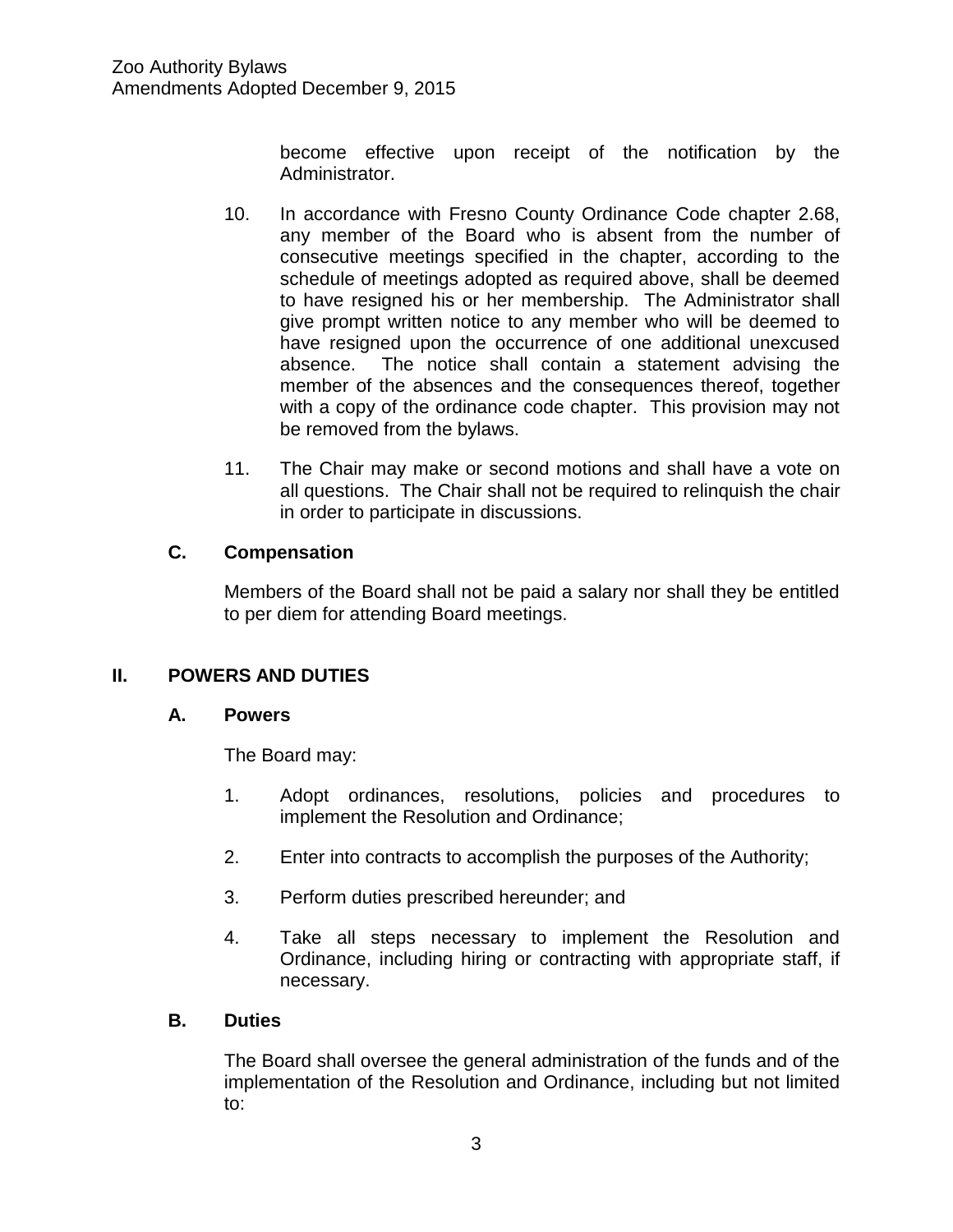become effective upon receipt of the notification by the Administrator.

10. In accordance with Fresno County Ordinance Code chapter 2.68, any member of the Board who is absent from the number of consecutive meetings specified in the chapter, according to the schedule of meetings adopted as required above, shall be deemed to have resigned his or her membership. The Administrator shall give prompt written notice to any member who will be deemed to have resigned upon the occurrence of one additional unexcused absence. The notice shall contain a statement advising the member of the absences and the consequences thereof, together with a copy of the ordinance code chapter. This provision may not be removed from the bylaws.

11. The Chair may make or second motions and shall have a vote on all questions. The Chair shall not be required to relinquish the chair in order to participate in discussions.

### C. Compensation

Members of the Board shall not be paid a salary nor shall they be entitled to per diem for attending Board meetings.

## II. POWERS AND DUTIES

### A. Powers

The Board may:

1. Adopt ordinances, resolutions, policies and procedures to implement the Resolution and Ordinance;

2. Enter into contracts to accomplish the purposes of the Authority;

3. Perform duties prescribed hereunder; and

4. Take all steps necessary to implement the Resolution and Ordinance, including hiring or contracting with appropriate staff, if necessary.

### B. Duties

The Board shall oversee the general administration of the funds and of the implementation of the Resolution and Ordinance, including but not limited to: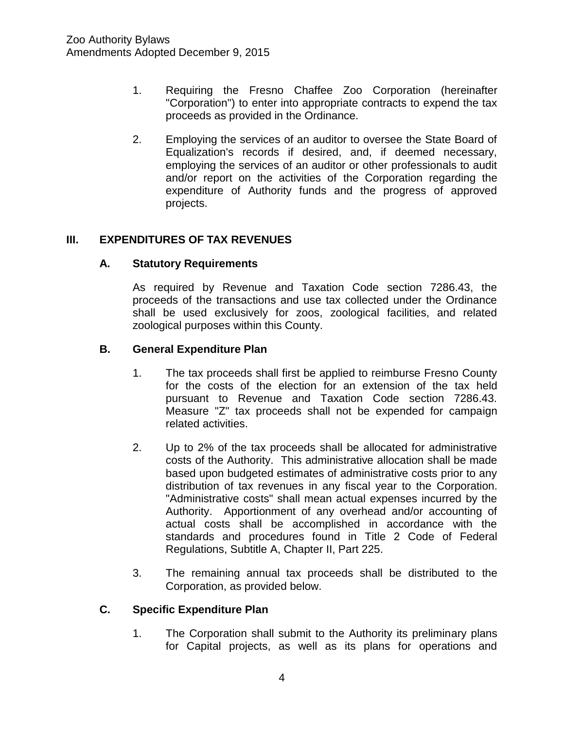1. Requiring the Fresno Chaffee Zoo Corporation (hereinafter "Corporation") to enter into appropriate contracts to expend the tax proceeds as provided in the Ordinance.

2. Employing the services of an auditor to oversee the State Board of Equalization's records if desired, and, if deemed necessary, employing the services of an auditor or other professionals to audit and/or report on the activities of the Corporation regarding the expenditure of Authority funds and the progress of approved projects.

## III. EXPENDITURES OF TAX REVENUES

### A. Statutory Requirements

As required by Revenue and Taxation Code section 7286.43, the proceeds of the transactions and use tax collected under the Ordinance shall be used exclusively for zoos, zoological facilities, and related zoological purposes within this County.

### B. General Expenditure Plan

1. The tax proceeds shall first be applied to reimburse Fresno County for the costs of the election for an extension of the tax held pursuant to Revenue and Taxation Code section 7286.43. Measure "Z" tax proceeds shall not be expended for campaign related activities.

2. Up to 2% of the tax proceeds shall be allocated for administrative costs of the Authority. This administrative allocation shall be made based upon budgeted estimates of administrative costs prior to any distribution of tax revenues in any fiscal year to the Corporation. "Administrative costs" shall mean actual expenses incurred by the Authority. Apportionment of any overhead and/or accounting of actual costs shall be accomplished in accordance with the standards and procedures found in Title 2 Code of Federal Regulations, Subtitle A, Chapter II, Part 225.

3. The remaining annual tax proceeds shall be distributed to the Corporation, as provided below.

### C. Specific Expenditure Plan

1. The Corporation shall submit to the Authority its preliminary plans for Capital projects, as well as its plans for operations and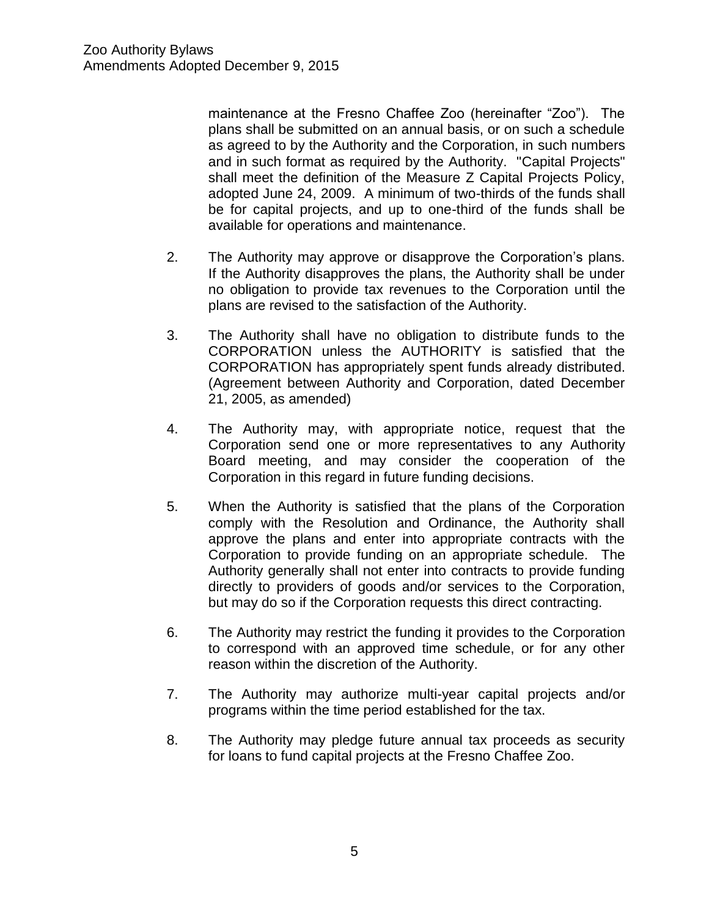maintenance at the Fresno Chaffee Zoo (hereinafter "Zoo"). The plans shall be submitted on an annual basis, or on such a schedule as agreed to by the Authority and the Corporation, in such numbers and in such format as required by the Authority. "Capital Projects" shall meet the definition of the Measure Z Capital Projects Policy, adopted June 24, 2009. A minimum of two-thirds of the funds shall be for capital projects, and up to one-third of the funds shall be available for operations and maintenance.

2. The Authority may approve or disapprove the Corporation's plans. If the Authority disapproves the plans, the Authority shall be under no obligation to provide tax revenues to the Corporation until the plans are revised to the satisfaction of the Authority.

3. The Authority shall have no obligation to distribute funds to the CORPORATION unless the AUTHORITY is satisfied that the CORPORATION has appropriately spent funds already distributed. (Agreement between Authority and Corporation, dated December 21, 2005, as amended)

4. The Authority may, with appropriate notice, request that the Corporation send one or more representatives to any Authority Board meeting, and may consider the cooperation of the Corporation in this regard in future funding decisions.

5. When the Authority is satisfied that the plans of the Corporation comply with the Resolution and Ordinance, the Authority shall approve the plans and enter into appropriate contracts with the Corporation to provide funding on an appropriate schedule. The Authority generally shall not enter into contracts to provide funding directly to providers of goods and/or services to the Corporation, but may do so if the Corporation requests this direct contracting.

6. The Authority may restrict the funding it provides to the Corporation to correspond with an approved time schedule, or for any other reason within the discretion of the Authority.

7. The Authority may authorize multi-year capital projects and/or programs within the time period established for the tax.

8. The Authority may pledge future annual tax proceeds as security for loans to fund capital projects at the Fresno Chaffee Zoo.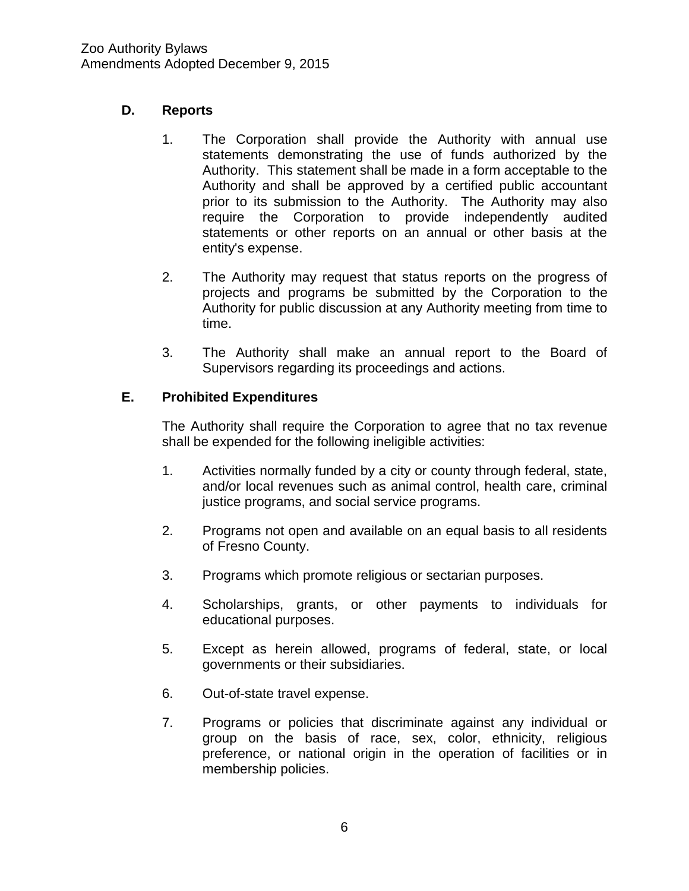### D. Reports

1. The Corporation shall provide the Authority with annual use statements demonstrating the use of funds authorized by the Authority. This statement shall be made in a form acceptable to the Authority and shall be approved by a certified public accountant prior to its submission to the Authority. The Authority may also require the Corporation to provide independently audited statements or other reports on an annual or other basis at the entity's expense.

2. The Authority may request that status reports on the progress of projects and programs be submitted by the Corporation to the Authority for public discussion at any Authority meeting from time to time.

3. The Authority shall make an annual report to the Board of Supervisors regarding its proceedings and actions.

### E. Prohibited Expenditures

The Authority shall require the Corporation to agree that no tax revenue shall be expended for the following ineligible activities:

1. Activities normally funded by a city or county through federal, state, and/or local revenues such as animal control, health care, criminal justice programs, and social service programs.

2. Programs not open and available on an equal basis to all residents of Fresno County.

3. Programs which promote religious or sectarian purposes.

4. Scholarships, grants, or other payments to individuals for educational purposes.

5. Except as herein allowed, programs of federal, state, or local governments or their subsidiaries.

6. Out-of-state travel expense.

7. Programs or policies that discriminate against any individual or group on the basis of race, sex, color, ethnicity, religious preference, or national origin in the operation of facilities or in membership policies.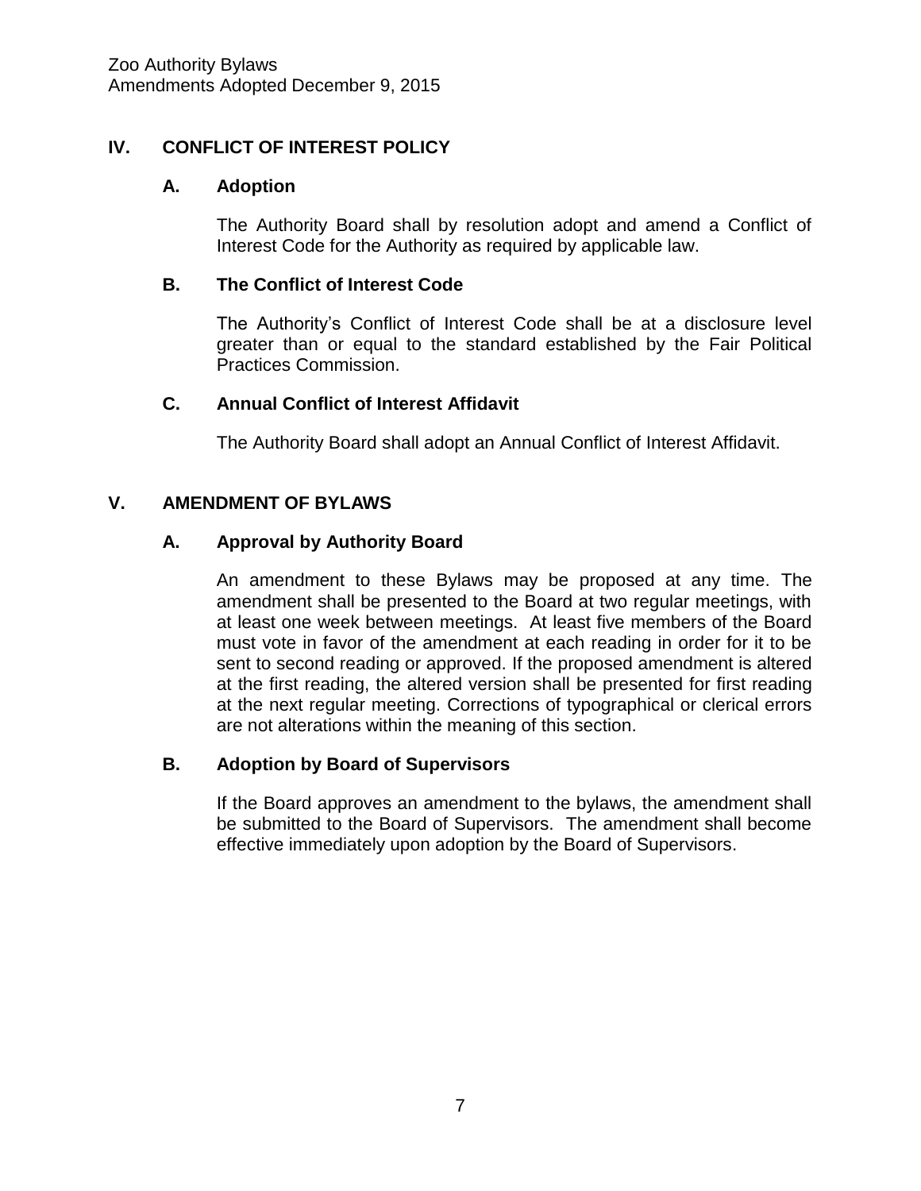## IV. CONFLICT OF INTEREST POLICY

### A. Adoption

The Authority Board shall by resolution adopt and amend a Conflict of Interest Code for the Authority as required by applicable law.

### B. The Conflict of Interest Code

The Authority's Conflict of Interest Code shall be at a disclosure level greater than or equal to the standard established by the Fair Political Practices Commission.

### C. Annual Conflict of Interest Affidavit

The Authority Board shall adopt an Annual Conflict of Interest Affidavit.

## V. AMENDMENT OF BYLAWS

### A. Approval by Authority Board

An amendment to these Bylaws may be proposed at any time. The amendment shall be presented to the Board at two regular meetings, with at least one week between meetings. At least five members of the Board must vote in favor of the amendment at each reading in order for it to be sent to second reading or approved. If the proposed amendment is altered at the first reading, the altered version shall be presented for first reading at the next regular meeting. Corrections of typographical or clerical errors are not alterations within the meaning of this section.

### B. Adoption by Board of Supervisors

If the Board approves an amendment to the bylaws, the amendment shall be submitted to the Board of Supervisors. The amendment shall become effective immediately upon adoption by the Board of Supervisors.